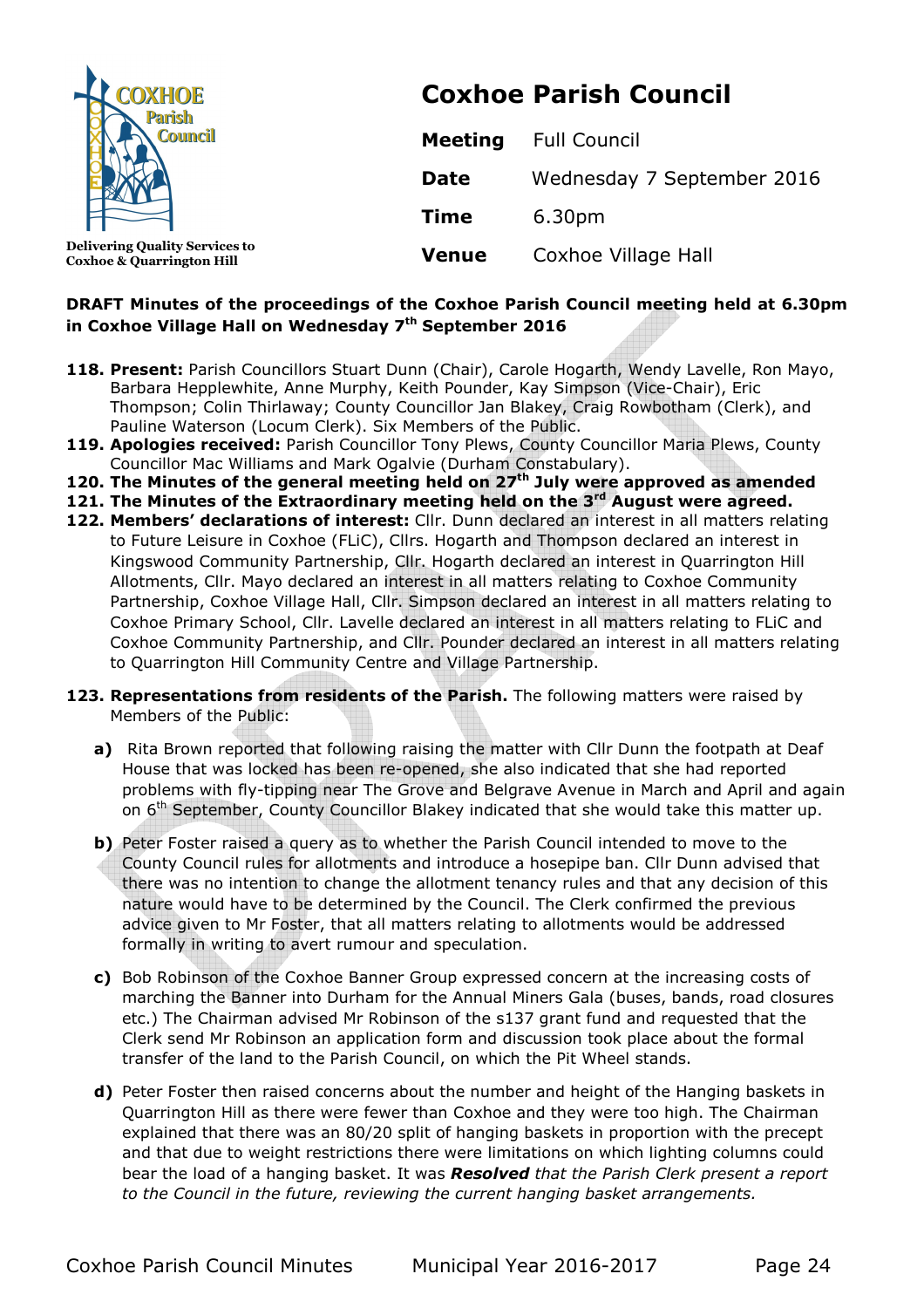# Coxhoe Parish Council

Delivering Quality Services to Coxhoe & Quarrington Hill

| | |
|---|---|
| **Meeting** | Full Council |
| **Date** | Wednesday 7 September 2016 |
| **Time** | 6.30pm |
| **Venue** | Coxhoe Village Hall |

**DRAFT Minutes of the proceedings of the Coxhoe Parish Council meeting held at 6.30pm in Coxhoe Village Hall on Wednesday 7th September 2016**

**118. Present:** Parish Councillors Stuart Dunn (Chair), Carole Hogarth, Wendy Lavelle, Ron Mayo, Barbara Hepplewhite, Anne Murphy, Keith Pounder, Kay Simpson (Vice-Chair), Eric Thompson; Colin Thirlaway; County Councillor Jan Blakey, Craig Rowbotham (Clerk), and Pauline Waterson (Locum Clerk). Six Members of the Public.

**119. Apologies received:** Parish Councillor Tony Plews, County Councillor Maria Plews, County Councillor Mac Williams and Mark Ogalvie (Durham Constabulary).

**120. The Minutes of the general meeting held on 27th July were approved as amended**

**121. The Minutes of the Extraordinary meeting held on the 3rd August were agreed.**

**122. Members' declarations of interest:** Cllr. Dunn declared an interest in all matters relating to Future Leisure in Coxhoe (FLiC), Cllrs. Hogarth and Thompson declared an interest in Kingswood Community Partnership, Cllr. Hogarth declared an interest in Quarrington Hill Allotments, Cllr. Mayo declared an interest in all matters relating to Coxhoe Community Partnership, Coxhoe Village Hall, Cllr. Simpson declared an interest in all matters relating to Coxhoe Primary School, Cllr. Lavelle declared an interest in all matters relating to FLiC and Coxhoe Community Partnership, and Cllr. Pounder declared an interest in all matters relating to Quarrington Hill Community Centre and Village Partnership.

**123. Representations from residents of the Parish.** The following matters were raised by Members of the Public:

**a)** Rita Brown reported that following raising the matter with Cllr Dunn the footpath at Deaf House that was locked has been re-opened, she also indicated that she had reported problems with fly-tipping near The Grove and Belgrave Avenue in March and April and again on 6th September, County Councillor Blakey indicated that she would take this matter up.

**b)** Peter Foster raised a query as to whether the Parish Council intended to move to the County Council rules for allotments and introduce a hosepipe ban. Cllr Dunn advised that there was no intention to change the allotment tenancy rules and that any decision of this nature would have to be determined by the Council. The Clerk confirmed the previous advice given to Mr Foster, that all matters relating to allotments would be addressed formally in writing to avert rumour and speculation.

**c)** Bob Robinson of the Coxhoe Banner Group expressed concern at the increasing costs of marching the Banner into Durham for the Annual Miners Gala (buses, bands, road closures etc.) The Chairman advised Mr Robinson of the s137 grant fund and requested that the Clerk send Mr Robinson an application form and discussion took place about the formal transfer of the land to the Parish Council, on which the Pit Wheel stands.

**d)** Peter Foster then raised concerns about the number and height of the Hanging baskets in Quarrington Hill as there were fewer than Coxhoe and they were too high. The Chairman explained that there was an 80/20 split of hanging baskets in proportion with the precept and that due to weight restrictions there were limitations on which lighting columns could bear the load of a hanging basket. It was ***Resolved*** *that the Parish Clerk present a report to the Council in the future, reviewing the current hanging basket arrangements.*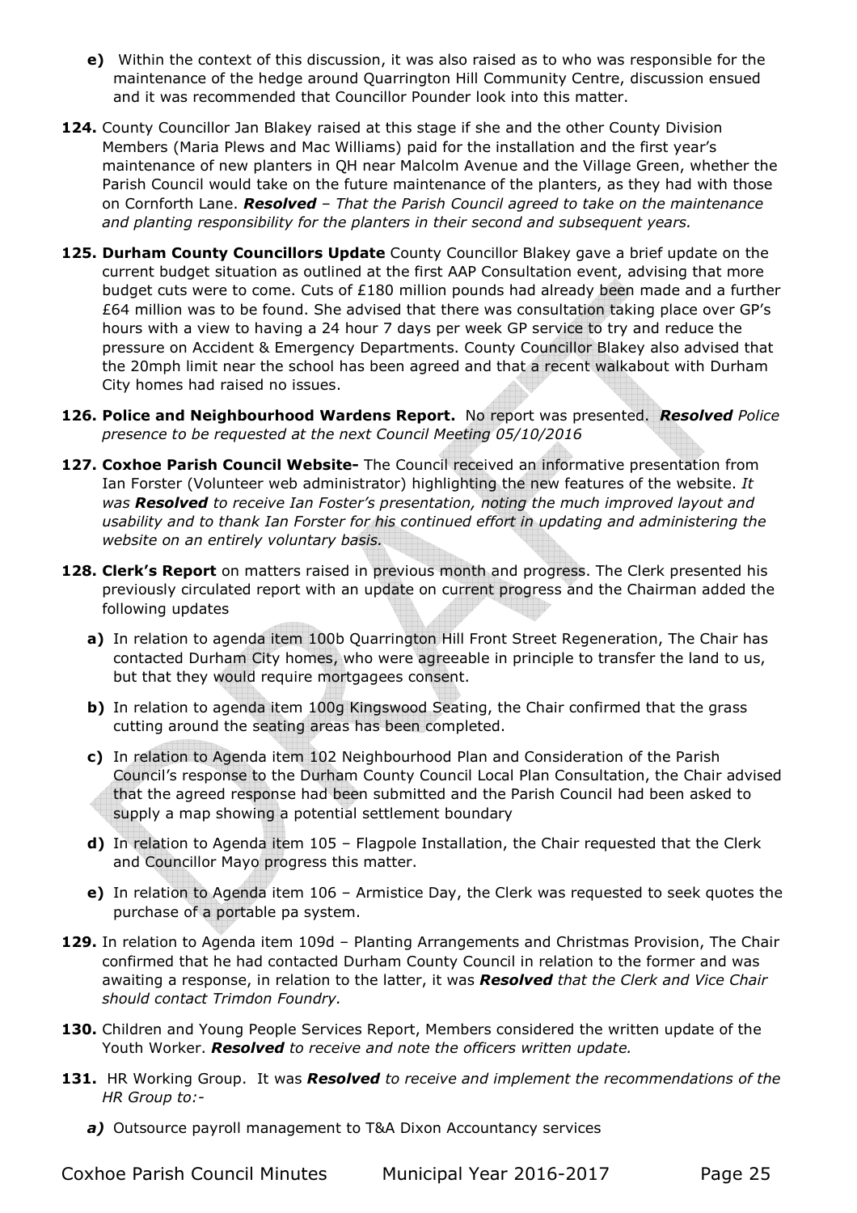**e)** Within the context of this discussion, it was also raised as to who was responsible for the maintenance of the hedge around Quarrington Hill Community Centre, discussion ensued and it was recommended that Councillor Pounder look into this matter.

**124.** County Councillor Jan Blakey raised at this stage if she and the other County Division Members (Maria Plews and Mac Williams) paid for the installation and the first year's maintenance of new planters in QH near Malcolm Avenue and the Village Green, whether the Parish Council would take on the future maintenance of the planters, as they had with those on Cornforth Lane. ***Resolved*** *– That the Parish Council agreed to take on the maintenance and planting responsibility for the planters in their second and subsequent years.*

**125. Durham County Councillors Update** County Councillor Blakey gave a brief update on the current budget situation as outlined at the first AAP Consultation event, advising that more budget cuts were to come. Cuts of £180 million pounds had already been made and a further £64 million was to be found. She advised that there was consultation taking place over GP's hours with a view to having a 24 hour 7 days per week GP service to try and reduce the pressure on Accident & Emergency Departments. County Councillor Blakey also advised that the 20mph limit near the school has been agreed and that a recent walkabout with Durham City homes had raised no issues.

**126. Police and Neighbourhood Wardens Report.** No report was presented. ***Resolved*** *Police presence to be requested at the next Council Meeting 05/10/2016*

**127. Coxhoe Parish Council Website-** The Council received an informative presentation from Ian Forster (Volunteer web administrator) highlighting the new features of the website. *It was* ***Resolved*** *to receive Ian Foster's presentation, noting the much improved layout and usability and to thank Ian Forster for his continued effort in updating and administering the website on an entirely voluntary basis.*

**128. Clerk's Report** on matters raised in previous month and progress. The Clerk presented his previously circulated report with an update on current progress and the Chairman added the following updates

- **a)** In relation to agenda item 100b Quarrington Hill Front Street Regeneration, The Chair has contacted Durham City homes, who were agreeable in principle to transfer the land to us, but that they would require mortgagees consent.
- **b)** In relation to agenda item 100g Kingswood Seating, the Chair confirmed that the grass cutting around the seating areas has been completed.
- **c)** In relation to Agenda item 102 Neighbourhood Plan and Consideration of the Parish Council's response to the Durham County Council Local Plan Consultation, the Chair advised that the agreed response had been submitted and the Parish Council had been asked to supply a map showing a potential settlement boundary
- **d)** In relation to Agenda item 105 – Flagpole Installation, the Chair requested that the Clerk and Councillor Mayo progress this matter.
- **e)** In relation to Agenda item 106 – Armistice Day, the Clerk was requested to seek quotes the purchase of a portable pa system.

**129.** In relation to Agenda item 109d – Planting Arrangements and Christmas Provision, The Chair confirmed that he had contacted Durham County Council in relation to the former and was awaiting a response, in relation to the latter, it was ***Resolved*** *that the Clerk and Vice Chair should contact Trimdon Foundry.*

**130.** Children and Young People Services Report, Members considered the written update of the Youth Worker. ***Resolved*** *to receive and note the officers written update.*

**131.** HR Working Group. It was ***Resolved*** *to receive and implement the recommendations of the HR Group to:-*

- ***a)*** Outsource payroll management to T&A Dixon Accountancy services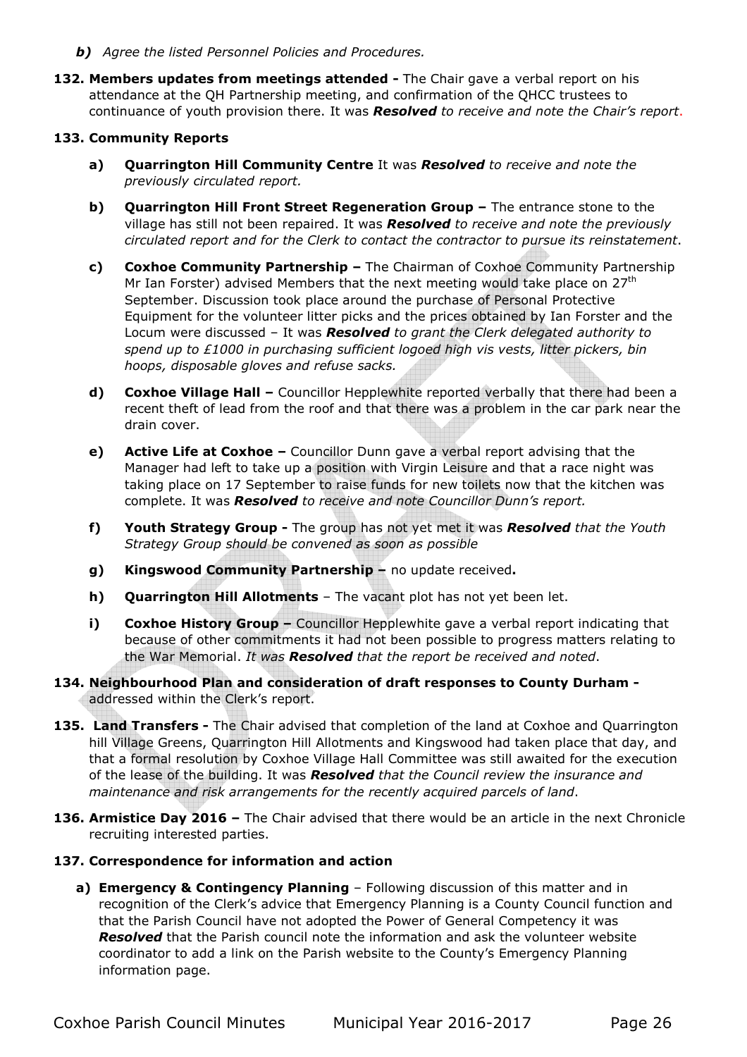***b)*** *Agree the listed Personnel Policies and Procedures.*

**132. Members updates from meetings attended -** The Chair gave a verbal report on his attendance at the QH Partnership meeting, and confirmation of the QHCC trustees to continuance of youth provision there. It was ***Resolved*** *to receive and note the Chair's report*.

**133. Community Reports**

- **a) Quarrington Hill Community Centre** It was ***Resolved*** *to receive and note the previously circulated report.*
- **b) Quarrington Hill Front Street Regeneration Group –** The entrance stone to the village has still not been repaired. It was ***Resolved*** *to receive and note the previously circulated report and for the Clerk to contact the contractor to pursue its reinstatement*.
- **c) Coxhoe Community Partnership –** The Chairman of Coxhoe Community Partnership Mr Ian Forster) advised Members that the next meeting would take place on 27th September. Discussion took place around the purchase of Personal Protective Equipment for the volunteer litter picks and the prices obtained by Ian Forster and the Locum were discussed – It was ***Resolved*** *to grant the Clerk delegated authority to spend up to £1000 in purchasing sufficient logoed high vis vests, litter pickers, bin hoops, disposable gloves and refuse sacks.*
- **d) Coxhoe Village Hall –** Councillor Hepplewhite reported verbally that there had been a recent theft of lead from the roof and that there was a problem in the car park near the drain cover.
- **e) Active Life at Coxhoe –** Councillor Dunn gave a verbal report advising that the Manager had left to take up a position with Virgin Leisure and that a race night was taking place on 17 September to raise funds for new toilets now that the kitchen was complete. It was ***Resolved*** *to receive and note Councillor Dunn's report.*
- **f) Youth Strategy Group -** The group has not yet met it was ***Resolved*** *that the Youth Strategy Group should be convened as soon as possible*
- **g) Kingswood Community Partnership –** no update received**.**
- **h) Quarrington Hill Allotments** – The vacant plot has not yet been let.
- **i) Coxhoe History Group –** Councillor Hepplewhite gave a verbal report indicating that because of other commitments it had not been possible to progress matters relating to the War Memorial. *It was* ***Resolved*** *that the report be received and noted*.

**134. Neighbourhood Plan and consideration of draft responses to County Durham -** addressed within the Clerk's report.

**135. Land Transfers -** The Chair advised that completion of the land at Coxhoe and Quarrington hill Village Greens, Quarrington Hill Allotments and Kingswood had taken place that day, and that a formal resolution by Coxhoe Village Hall Committee was still awaited for the execution of the lease of the building. It was ***Resolved*** *that the Council review the insurance and maintenance and risk arrangements for the recently acquired parcels of land*.

**136. Armistice Day 2016 –** The Chair advised that there would be an article in the next Chronicle recruiting interested parties.

**137. Correspondence for information and action**

- **a) Emergency & Contingency Planning** – Following discussion of this matter and in recognition of the Clerk's advice that Emergency Planning is a County Council function and that the Parish Council have not adopted the Power of General Competency it was ***Resolved*** that the Parish council note the information and ask the volunteer website coordinator to add a link on the Parish website to the County's Emergency Planning information page.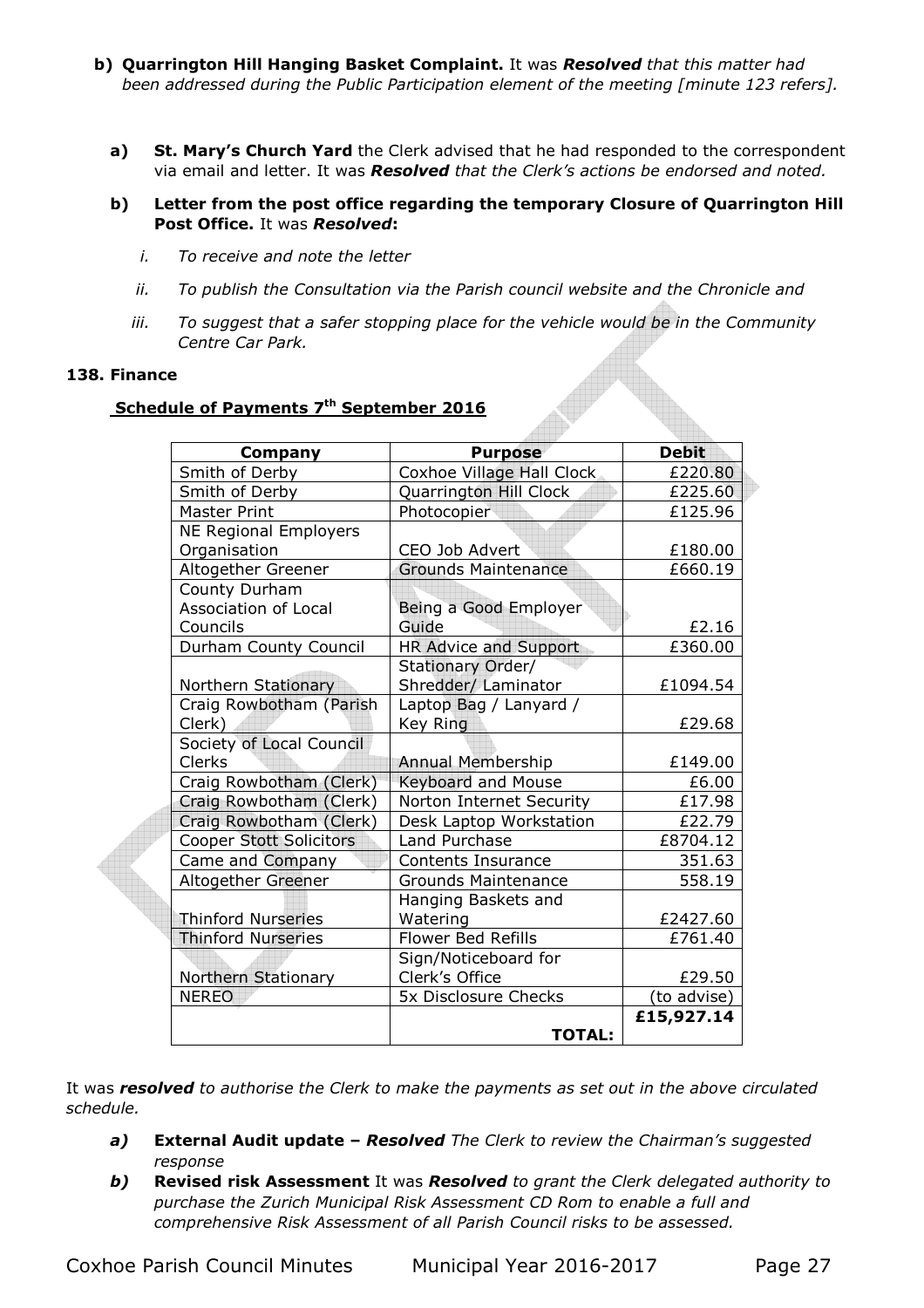**b) Quarrington Hill Hanging Basket Complaint.** It was ***Resolved*** *that this matter had been addressed during the Public Participation element of the meeting [minute 123 refers].*

**a) St. Mary's Church Yard** the Clerk advised that he had responded to the correspondent via email and letter. It was ***Resolved*** *that the Clerk's actions be endorsed and noted.*

**b) Letter from the post office regarding the temporary Closure of Quarrington Hill Post Office.** It was ***Resolved*:**

i. *To receive and note the letter*

ii. *To publish the Consultation via the Parish council website and the Chronicle and*

iii. *To suggest that a safer stopping place for the vehicle would be in the Community Centre Car Park.*

**138. Finance**

**Schedule of Payments 7th September 2016**

| Company | Purpose | Debit |
|---|---|---|
| Smith of Derby | Coxhoe Village Hall Clock | £220.80 |
| Smith of Derby | Quarrington Hill Clock | £225.60 |
| Master Print | Photocopier | £125.96 |
| NE Regional Employers Organisation | CEO Job Advert | £180.00 |
| Altogether Greener | Grounds Maintenance | £660.19 |
| County Durham Association of Local Councils | Being a Good Employer Guide | £2.16 |
| Durham County Council | HR Advice and Support | £360.00 |
| Northern Stationary | Stationary Order/ Shredder/ Laminator | £1094.54 |
| Craig Rowbotham (Parish Clerk) | Laptop Bag / Lanyard / Key Ring | £29.68 |
| Society of Local Council Clerks | Annual Membership | £149.00 |
| Craig Rowbotham (Clerk) | Keyboard and Mouse | £6.00 |
| Craig Rowbotham (Clerk) | Norton Internet Security | £17.98 |
| Craig Rowbotham (Clerk) | Desk Laptop Workstation | £22.79 |
| Cooper Stott Solicitors | Land Purchase | £8704.12 |
| Came and Company | Contents Insurance | 351.63 |
| Altogether Greener | Grounds Maintenance | 558.19 |
| Thinford Nurseries | Hanging Baskets and Watering | £2427.60 |
| Thinford Nurseries | Flower Bed Refills | £761.40 |
| Northern Stationary | Sign/Noticeboard for Clerk's Office | £29.50 |
| NEREO | 5x Disclosure Checks | (to advise) |
| | **TOTAL:** | **£15,927.14** |

It was ***resolved*** *to authorise the Clerk to make the payments as set out in the above circulated schedule.*

***a)*** **External Audit update –** ***Resolved*** *The Clerk to review the Chairman's suggested response*

***b)*** **Revised risk Assessment** It was ***Resolved*** *to grant the Clerk delegated authority to purchase the Zurich Municipal Risk Assessment CD Rom to enable a full and comprehensive Risk Assessment of all Parish Council risks to be assessed.*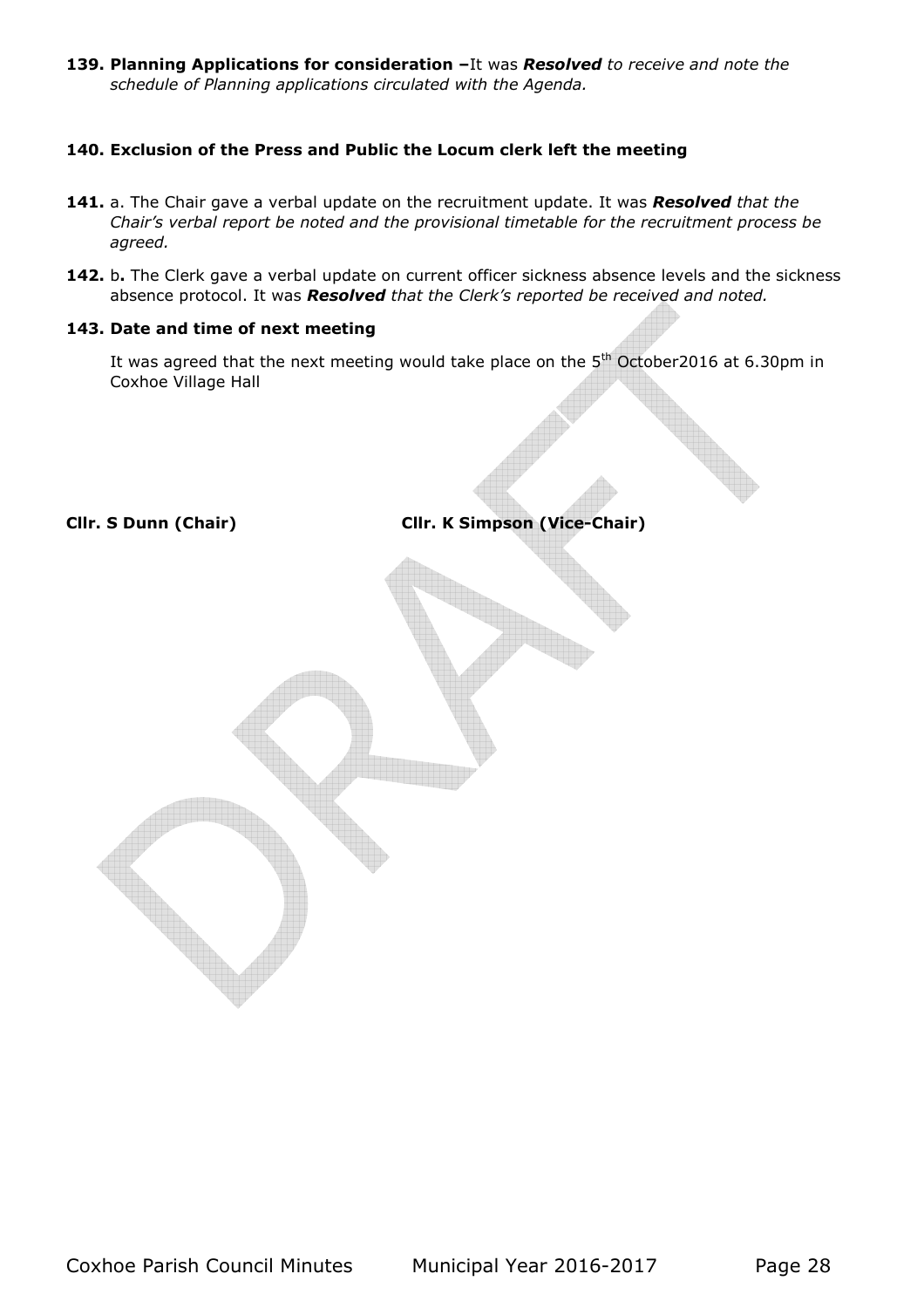**139. Planning Applications for consideration –**It was ***Resolved*** *to receive and note the schedule of Planning applications circulated with the Agenda.*

**140. Exclusion of the Press and Public the Locum clerk left the meeting**

**141.** a. The Chair gave a verbal update on the recruitment update. It was ***Resolved*** *that the Chair's verbal report be noted and the provisional timetable for the recruitment process be agreed.*

**142.** b**.** The Clerk gave a verbal update on current officer sickness absence levels and the sickness absence protocol. It was ***Resolved*** *that the Clerk's reported be received and noted.*

**143. Date and time of next meeting**

It was agreed that the next meeting would take place on the 5th October2016 at 6.30pm in Coxhoe Village Hall

**Cllr. S Dunn (Chair)** **Cllr. K Simpson (Vice-Chair)**

DRAFT